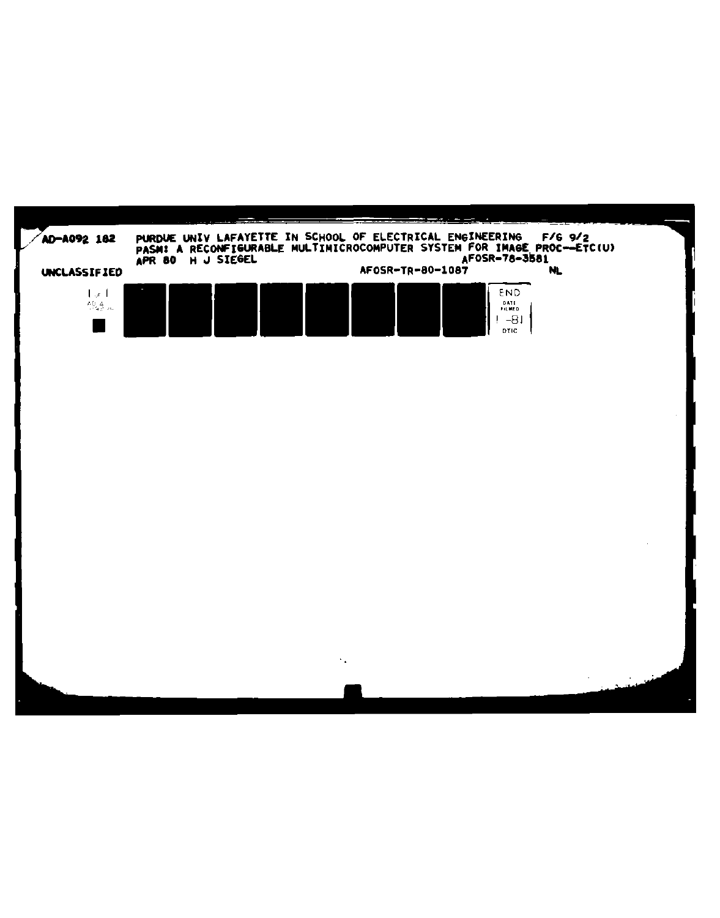AD-A092 182 PURDUE UNIV LAFAYETTE IN SCHOOL OF ELECTRICAL ENGINEERING F/G 9/2
PASM: A RECONFIGURABLE MULTIMICROCOMPUTER SYSTEM FOR IMAGE PROC--ETC(U)
APR 80 H J SIEGEL AFOSR-78-3581

UNCLASSIFIED AFOSR-TR-80-1087 NL

1 of 1
AD A
092182

END
DATE
FILMED
1-81
DTIC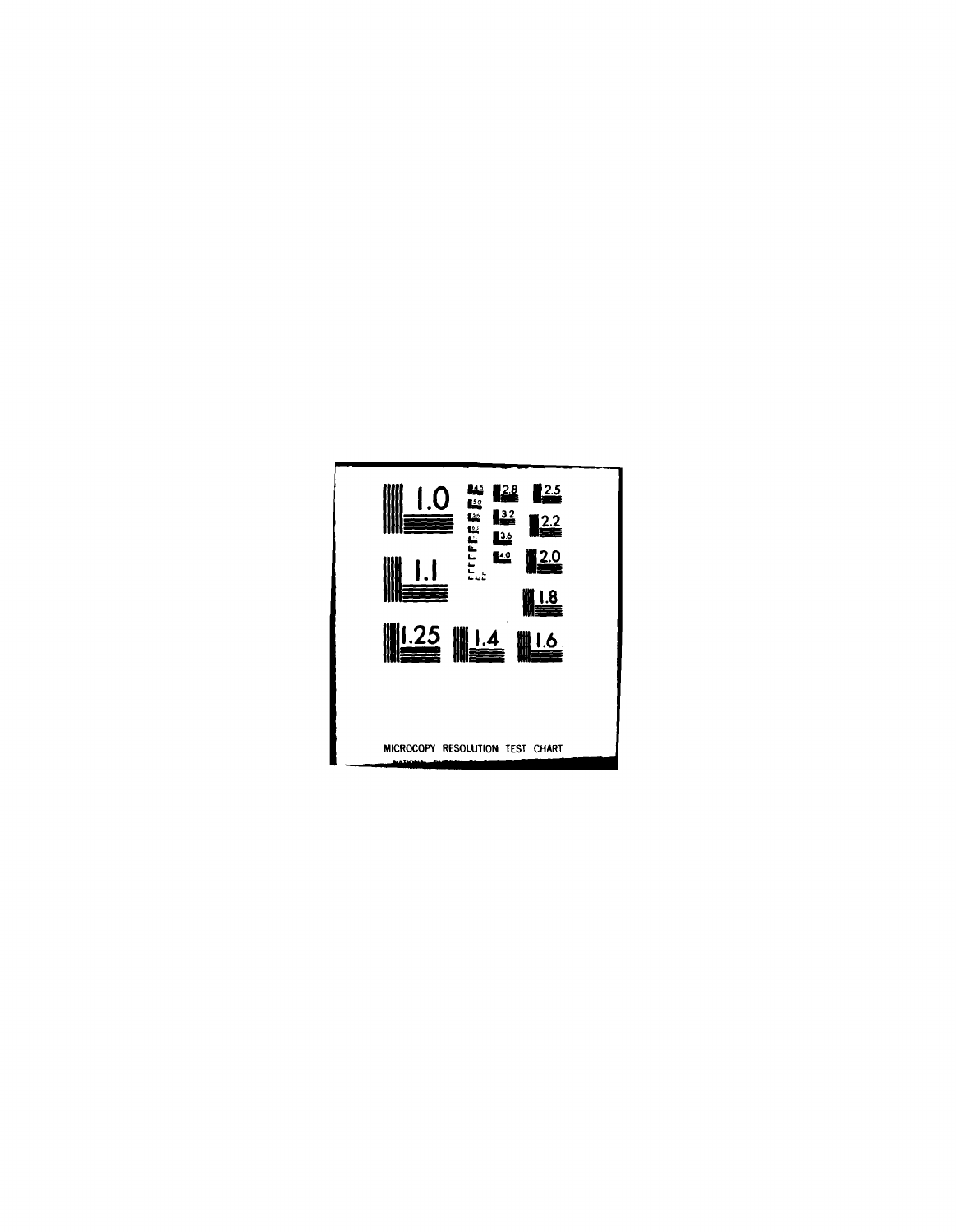MICROCOPY RESOLUTION TEST CHART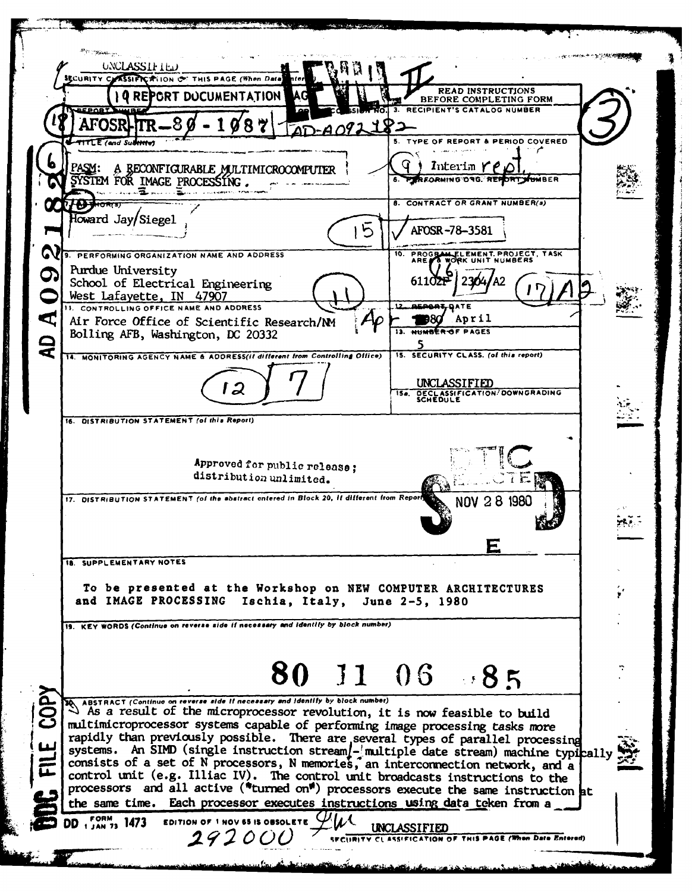UNCLASSIFIED

SECURITY CLASSIFICATION OF THIS PAGE (When Data Entered)

LEVEL II

# REPORT DOCUMENTATION PAGE

READ INSTRUCTIONS BEFORE COMPLETING FORM

| | |
|---|---|
| 1. REPORT NUMBER: AFOSR-TR-80-1087 | 2. GOVT ACCESSION NO.: AD-A092 182 |
| | 3. RECIPIENT'S CATALOG NUMBER |
| 4. TITLE (and Subtitle): PASM: A RECONFIGURABLE MULTIMICROCOMPUTER SYSTEM FOR IMAGE PROCESSING. | 5. TYPE OF REPORT & PERIOD COVERED: Interim rept. |
| | 6. PERFORMING ORG. REPORT NUMBER |
| 7. AUTHOR(s): Howard Jay Siegel | 8. CONTRACT OR GRANT NUMBER(s): AFOSR-78-3581 |
| 9. PERFORMING ORGANIZATION NAME AND ADDRESS: Purdue University, School of Electrical Engineering, West Lafayette, IN 47907 | 10. PROGRAM ELEMENT, PROJECT, TASK AREA & WORK UNIT NUMBERS: 61102F 2304/A2 |
| 11. CONTROLLING OFFICE NAME AND ADDRESS: Air Force Office of Scientific Research/NM, Bolling AFB, Washington, DC 20332 | 12. REPORT DATE: April 1980 |
| | 13. NUMBER OF PAGES: 5 |
| 14. MONITORING AGENCY NAME & ADDRESS (if different from Controlling Office) | 15. SECURITY CLASS. (of this report): UNCLASSIFIED |
| | 15a. DECLASSIFICATION/DOWNGRADING SCHEDULE |

16. DISTRIBUTION STATEMENT (of this Report)

Approved for public release; distribution unlimited.

17. DISTRIBUTION STATEMENT (of the abstract entered in Block 20, if different from Report)

DTIC ELECTE NOV 28 1980 S E D

18. SUPPLEMENTARY NOTES

To be presented at the Workshop on NEW COMPUTER ARCHITECTURES and IMAGE PROCESSING Ischia, Italy, June 2-5, 1980

19. KEY WORDS (Continue on reverse side if necessary and identify by block number)

80 11 06 085

20. ABSTRACT (Continue on reverse side if necessary and identify by block number)

As a result of the microprocessor revolution, it is now feasible to build multimicroprocessor systems capable of performing image processing tasks more rapidly than previously possible. There are several types of parallel processing systems. An SIMD (single instruction stream - multiple date stream) machine typically consists of a set of N processors, N memories, an interconnection network, and a control unit (e.g. Illiac IV). The control unit broadcasts instructions to the processors and all active ("turned on") processors execute the same instruction at the same time. Each processor executes instructions using data teken from a

DD FORM 1 JAN 73 1473 EDITION OF 1 NOV 65 IS OBSOLETE

UNCLASSIFIED

SECURITY CLASSIFICATION OF THIS PAGE (When Data Entered)

DDC FILE COPY

292000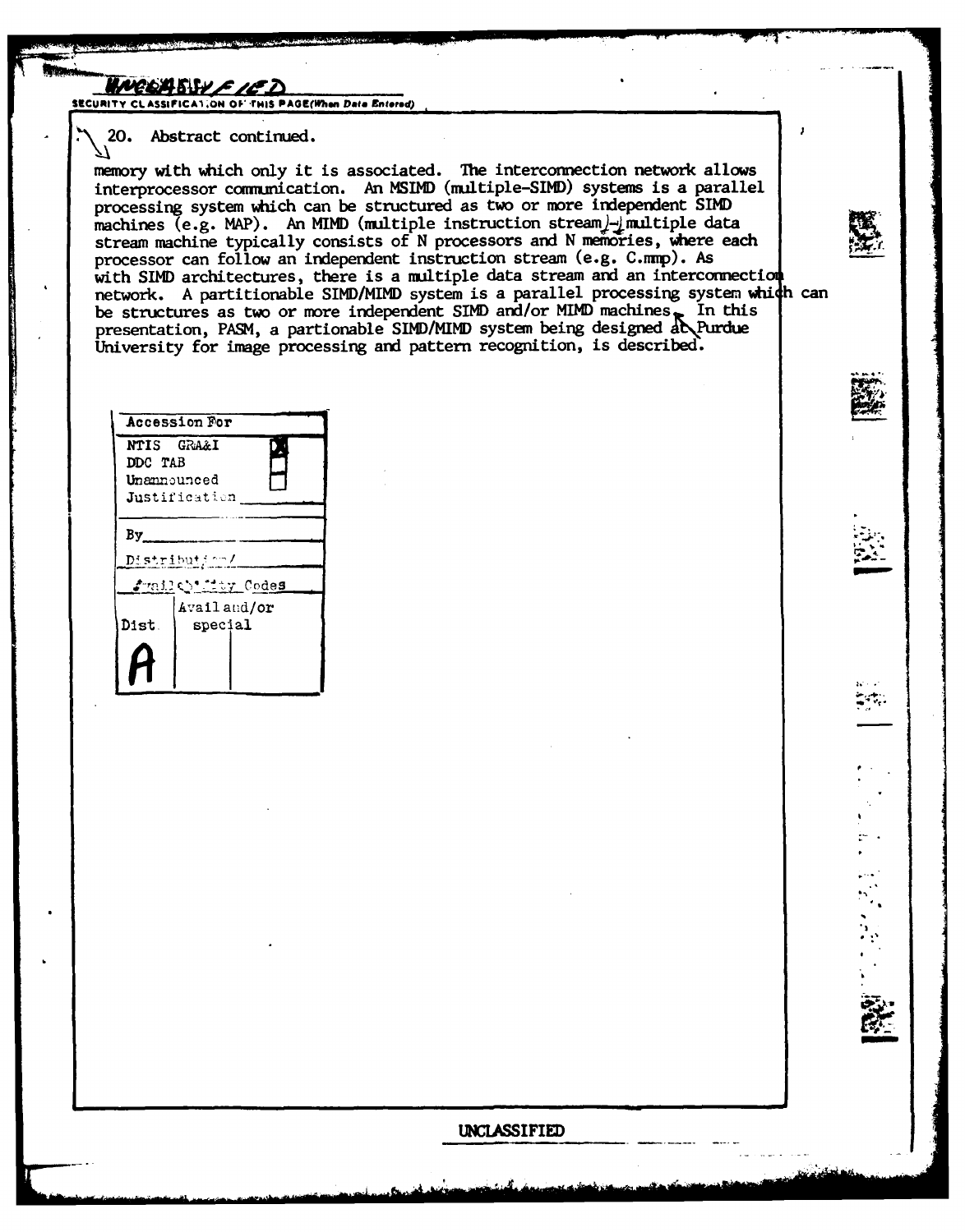UNCLASSIFIED

SECURITY CLASSIFICATION OF THIS PAGE(When Data Entered)

20. Abstract continued.

memory with which only it is associated. The interconnection network allows interprocessor communication. An MSIMD (multiple-SIMD) systems is a parallel processing system which can be structured as two or more independent SIMD machines (e.g. MAP). An MIMD (multiple instruction stream)-multiple data stream machine typically consists of N processors and N memories, where each processor can follow an independent instruction stream (e.g. C.mmp). As with SIMD architectures, there is a multiple data stream and an interconnection network. A partitionable SIMD/MIMD system is a parallel processing system which can be structures as two or more independent SIMD and/or MIMD machines. In this presentation, PASM, a partionable SIMD/MIMD system being designed at Purdue University for image processing and pattern recognition, is described.

| Accession For | |
|---|---|
| NTIS GRA&I | X |
| DDC TAB | |
| Unannounced | |
| Justification | |
| By | |
| Distribution/ | |
| Availability Codes | |
| Dist | Avail and/or special |
| A | |

UNCLASSIFIED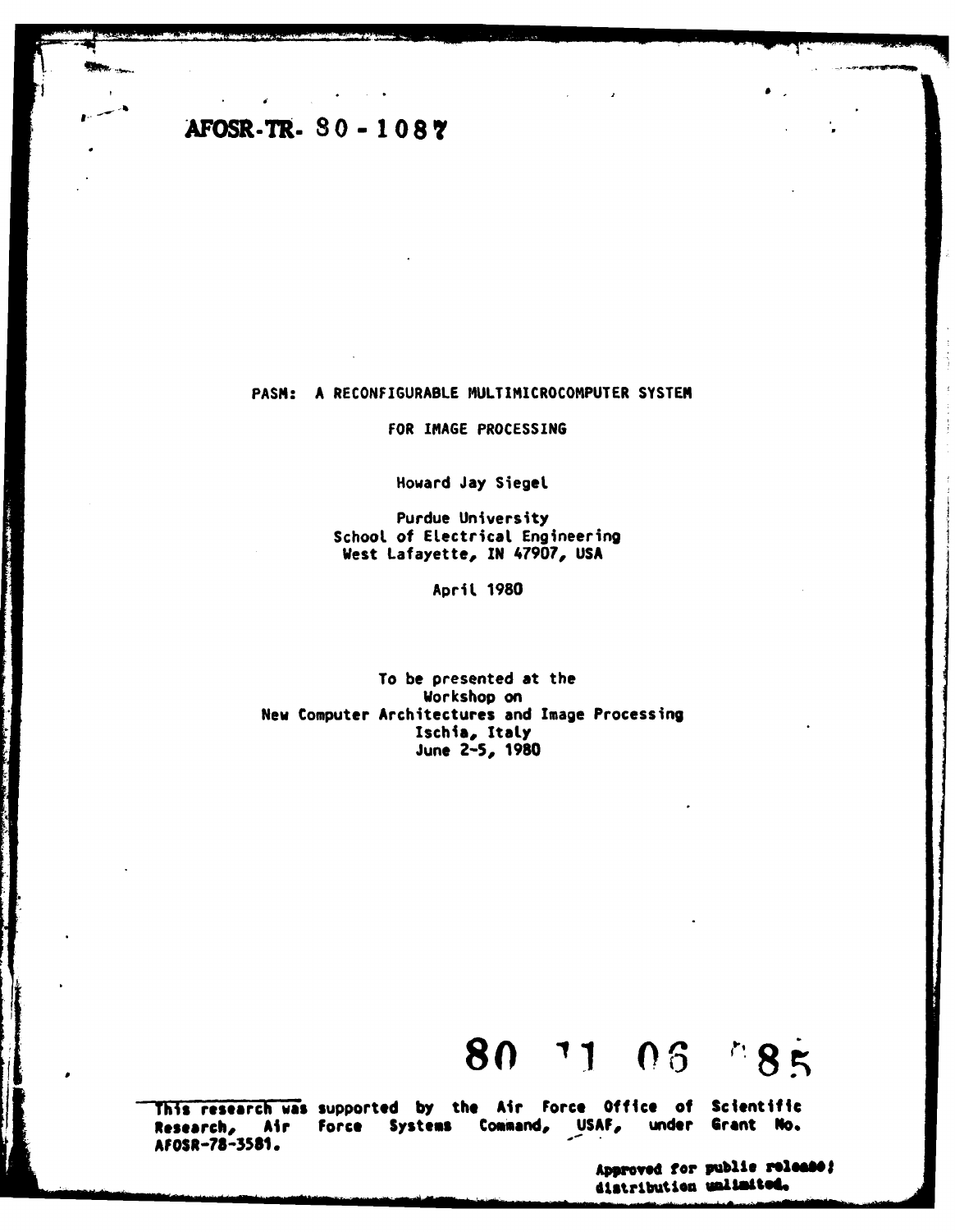AFOSR-TR- 80-1087

PASM: A RECONFIGURABLE MULTIMICROCOMPUTER SYSTEM

FOR IMAGE PROCESSING

Howard Jay Siegel

Purdue University
School of Electrical Engineering
West Lafayette, IN 47907, USA

April 1980

To be presented at the
Workshop on
New Computer Architectures and Image Processing
Ischia, Italy
June 2-5, 1980

80 11 06 085

This research was supported by the Air Force Office of Scientific Research, Air Force Systems Command, USAF, under Grant No. AFOSR-78-3581.

Approved for public release; distribution unlimited.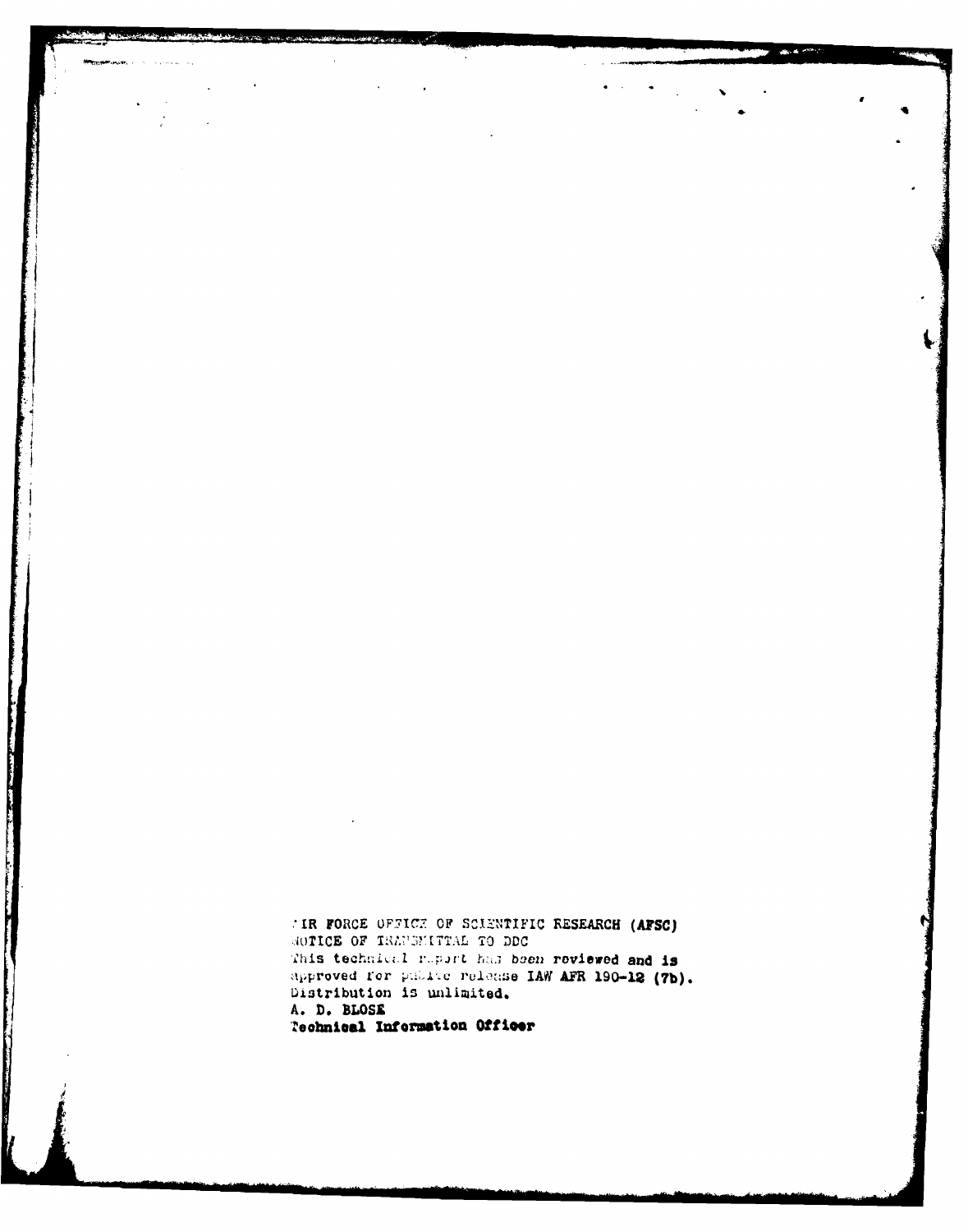AIR FORCE OFFICE OF SCIENTIFIC RESEARCH (AFSC)
NOTICE OF TRANSMITTAL TO DDC
This technical report has been reviewed and is
approved for public release IAW AFR 190-12 (7b).
Distribution is unlimited.
A. D. BLOSE
Technical Information Officer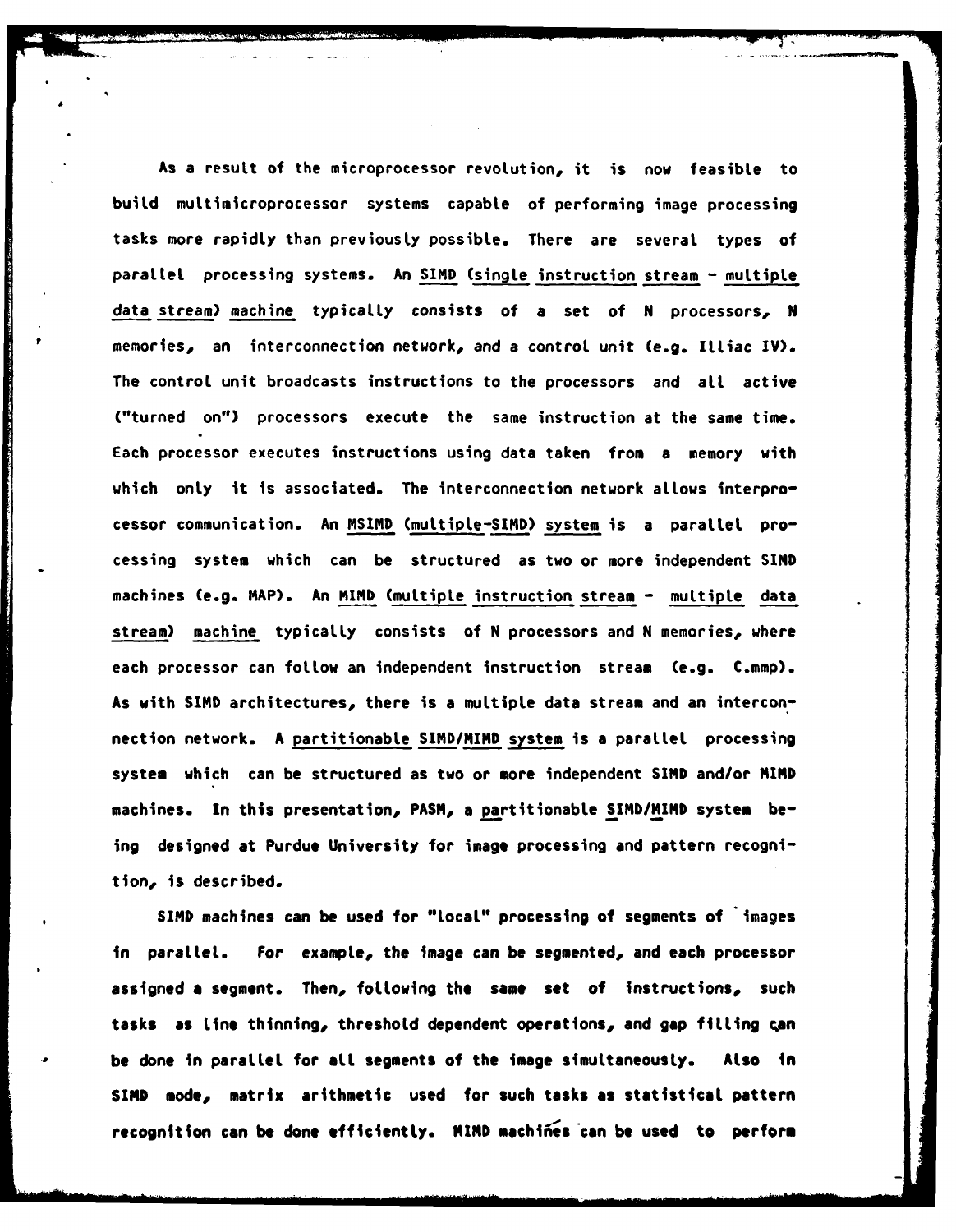As a result of the microprocessor revolution, it is now feasible to build multimicroprocessor systems capable of performing image processing tasks more rapidly than previously possible. There are several types of parallel processing systems. An SIMD (single instruction stream - multiple data stream) machine typically consists of a set of N processors, N memories, an interconnection network, and a control unit (e.g. Illiac IV). The control unit broadcasts instructions to the processors and all active ("turned on") processors execute the same instruction at the same time. Each processor executes instructions using data taken from a memory with which only it is associated. The interconnection network allows interprocessor communication. An MSIMD (multiple-SIMD) system is a parallel processing system which can be structured as two or more independent SIMD machines (e.g. MAP). An MIMD (multiple instruction stream - multiple data stream) machine typically consists of N processors and N memories, where each processor can follow an independent instruction stream (e.g. C.mmp). As with SIMD architectures, there is a multiple data stream and an interconnection network. A partitionable SIMD/MIMD system is a parallel processing system which can be structured as two or more independent SIMD and/or MIMD machines. In this presentation, PASM, a partitionable SIMD/MIMD system being designed at Purdue University for image processing and pattern recognition, is described.

SIMD machines can be used for "local" processing of segments of images in parallel. For example, the image can be segmented, and each processor assigned a segment. Then, following the same set of instructions, such tasks as line thinning, threshold dependent operations, and gap filling can be done in parallel for all segments of the image simultaneously. Also in SIMD mode, matrix arithmetic used for such tasks as statistical pattern recognition can be done efficiently. MIMD machines can be used to perform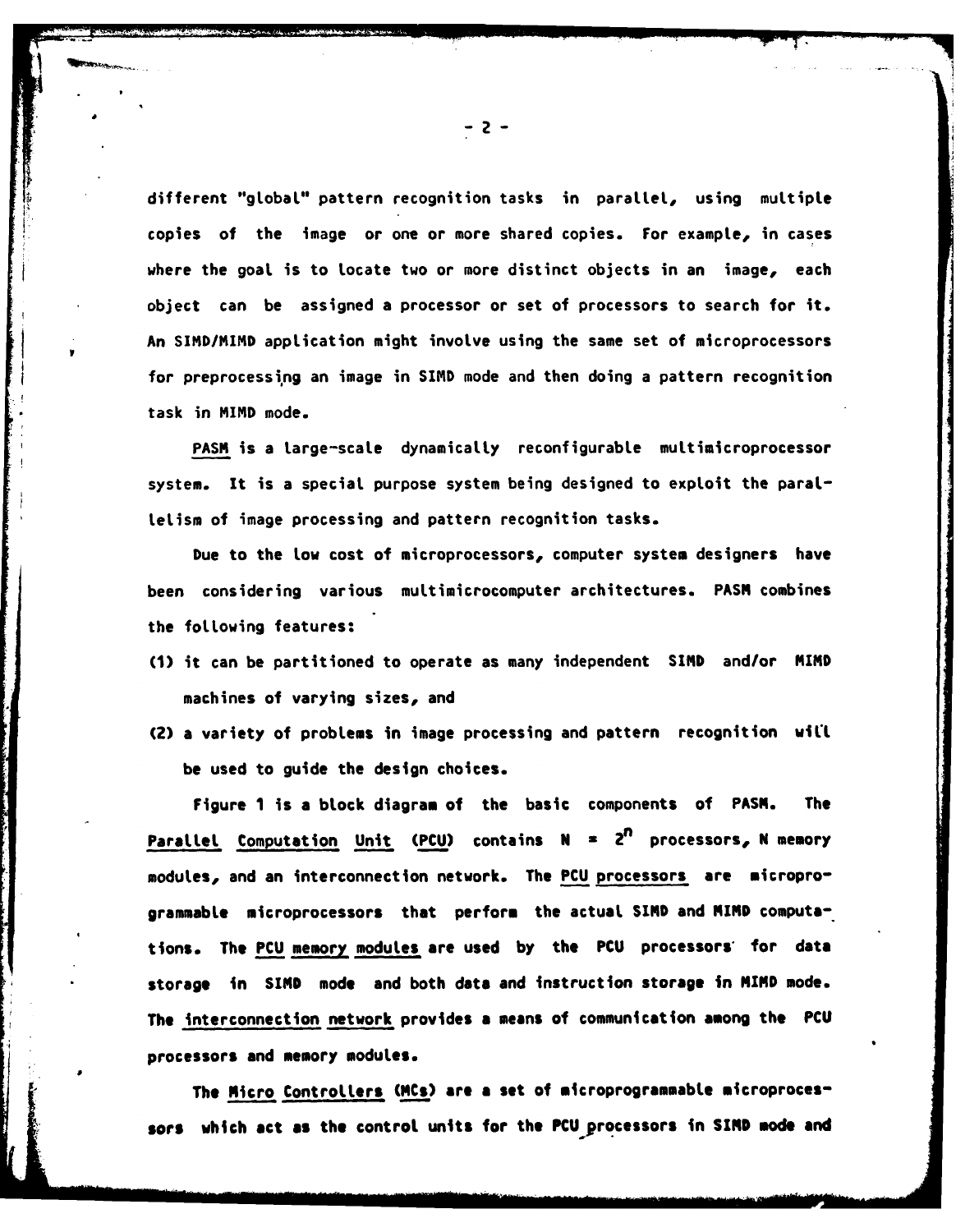different "global" pattern recognition tasks in parallel, using multiple copies of the image or one or more shared copies. For example, in cases where the goal is to locate two or more distinct objects in an image, each object can be assigned a processor or set of processors to search for it. An SIMD/MIMD application might involve using the same set of microprocessors for preprocessing an image in SIMD mode and then doing a pattern recognition task in MIMD mode.

PASM is a large-scale dynamically reconfigurable multimicroprocessor system. It is a special purpose system being designed to exploit the parallelism of image processing and pattern recognition tasks.

Due to the low cost of microprocessors, computer system designers have been considering various multimicrocomputer architectures. PASM combines the following features:

(1) it can be partitioned to operate as many independent SIMD and/or MIMD machines of varying sizes, and

(2) a variety of problems in image processing and pattern recognition will be used to guide the design choices.

Figure 1 is a block diagram of the basic components of PASM. The Parallel Computation Unit (PCU) contains $N = 2^n$ processors, N memory modules, and an interconnection network. The PCU processors are microprogrammable microprocessors that perform the actual SIMD and MIMD computations. The PCU memory modules are used by the PCU processors for data storage in SIMD mode and both data and instruction storage in MIMD mode. The interconnection network provides a means of communication among the PCU processors and memory modules.

The Micro Controllers (MCs) are a set of microprogrammable microprocessors which act as the control units for the PCU processors in SIMD mode and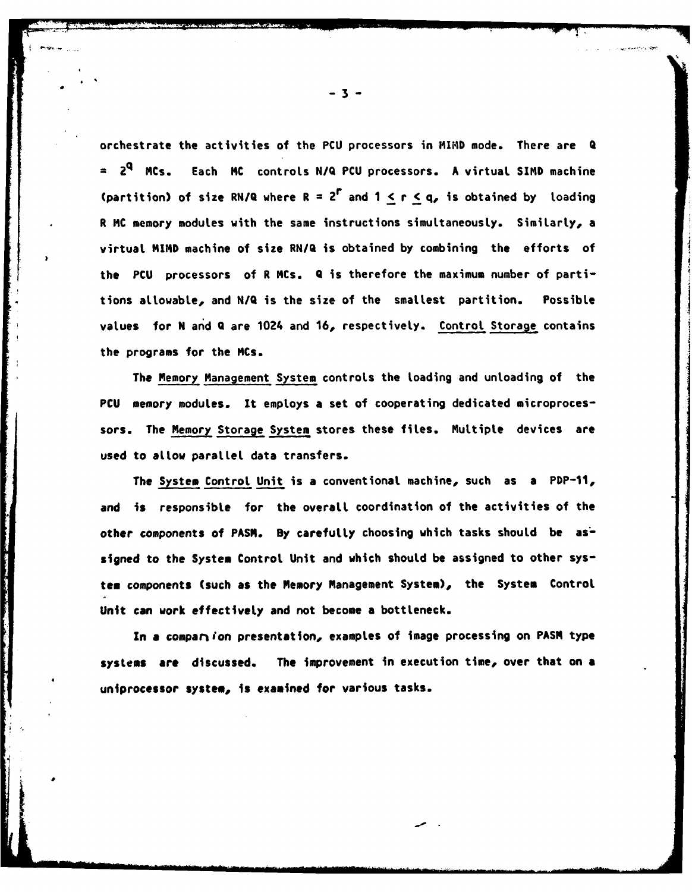orchestrate the activities of the PCU processors in MIMD mode. There are $Q = 2^q$ MCs. Each MC controls N/Q PCU processors. A virtual SIMD machine (partition) of size RN/Q where $R = 2^r$ and $1 \leq r \leq q$, is obtained by loading R MC memory modules with the same instructions simultaneously. Similarly, a virtual MIMD machine of size RN/Q is obtained by combining the efforts of the PCU processors of R MCs. Q is therefore the maximum number of partitions allowable, and N/Q is the size of the smallest partition. Possible values for N and Q are 1024 and 16, respectively. Control Storage contains the programs for the MCs.

The Memory Management System controls the loading and unloading of the PCU memory modules. It employs a set of cooperating dedicated microprocessors. The Memory Storage System stores these files. Multiple devices are used to allow parallel data transfers.

The System Control Unit is a conventional machine, such as a PDP-11, and is responsible for the overall coordination of the activities of the other components of PASM. By carefully choosing which tasks should be assigned to the System Control Unit and which should be assigned to other system components (such as the Memory Management System), the System Control Unit can work effectively and not become a bottleneck.

In a companion presentation, examples of image processing on PASM type systems are discussed. The improvement in execution time, over that on a uniprocessor system, is examined for various tasks.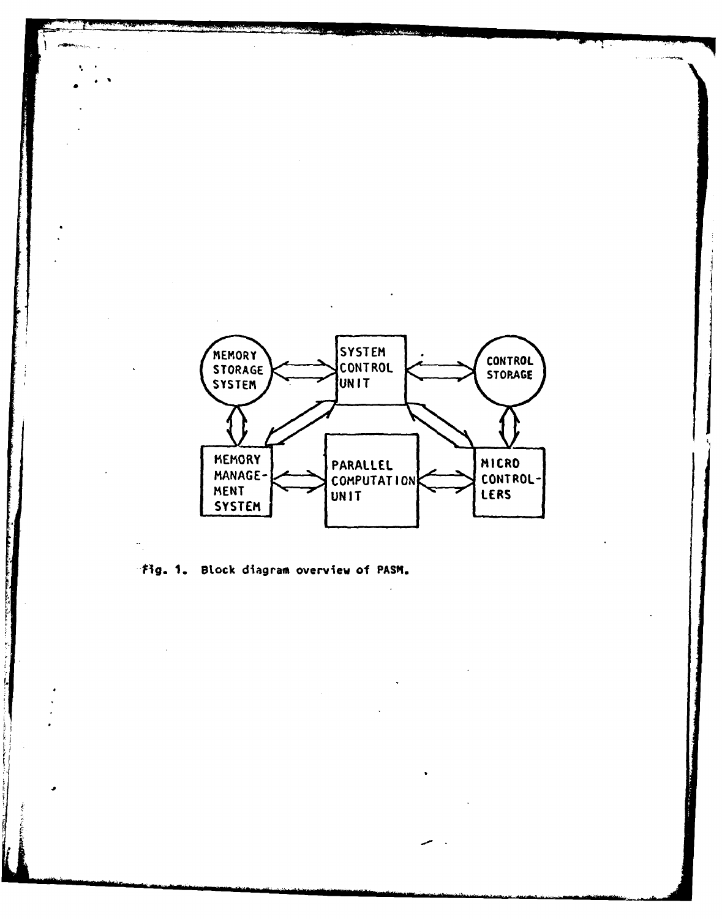MEMORY STORAGE SYSTEM

SYSTEM CONTROL UNIT

CONTROL STORAGE

MEMORY MANAGE-MENT SYSTEM

PARALLEL COMPUTATION UNIT

MICRO CONTROL-LERS

Fig. 1. Block diagram overview of PASM.